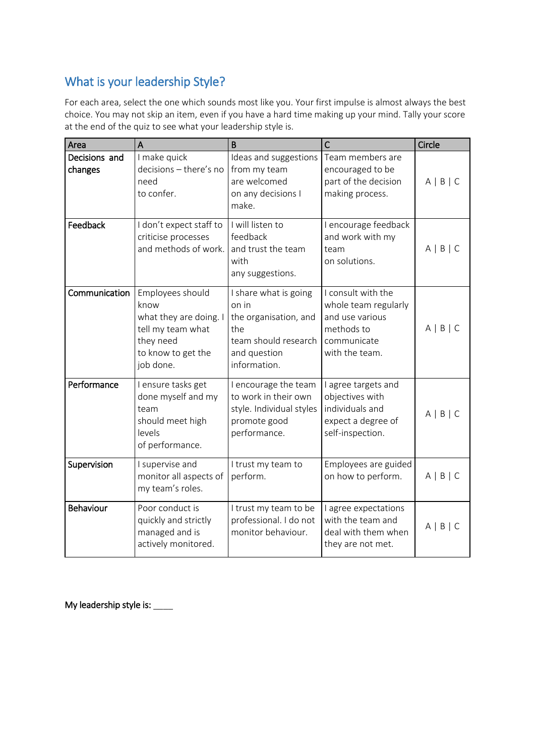## What is your leadership Style?

For each area, select the one which sounds most like you. Your first impulse is almost always the best choice. You may not skip an item, even if you have a hard time making up your mind. Tally your score at the end of the quiz to see what your leadership style is.

| Area | A | B | C | Circle |
|---|---|---|---|---|
| **Decisions and changes** | I make quick decisions – there's no need to confer. | Ideas and suggestions from my team are welcomed on any decisions I make. | Team members are encouraged to be part of the decision making process. | A \| B \| C |
| **Feedback** | I don't expect staff to criticise processes and methods of work. | I will listen to feedback and trust the team with any suggestions. | I encourage feedback and work with my team on solutions. | A \| B \| C |
| **Communication** | Employees should know what they are doing. I tell my team what they need to know to get the job done. | I share what is going on in the organisation, and the team should research and question information. | I consult with the whole team regularly and use various methods to communicate with the team. | A \| B \| C |
| **Performance** | I ensure tasks get done myself and my team should meet high levels of performance. | I encourage the team to work in their own style. Individual styles promote good performance. | I agree targets and objectives with individuals and expect a degree of self-inspection. | A \| B \| C |
| **Supervision** | I supervise and monitor all aspects of my team's roles. | I trust my team to perform. | Employees are guided on how to perform. | A \| B \| C |
| **Behaviour** | Poor conduct is quickly and strictly managed and is actively monitored. | I trust my team to be professional. I do not monitor behaviour. | I agree expectations with the team and deal with them when they are not met. | A \| B \| C |

**My leadership style is:** ____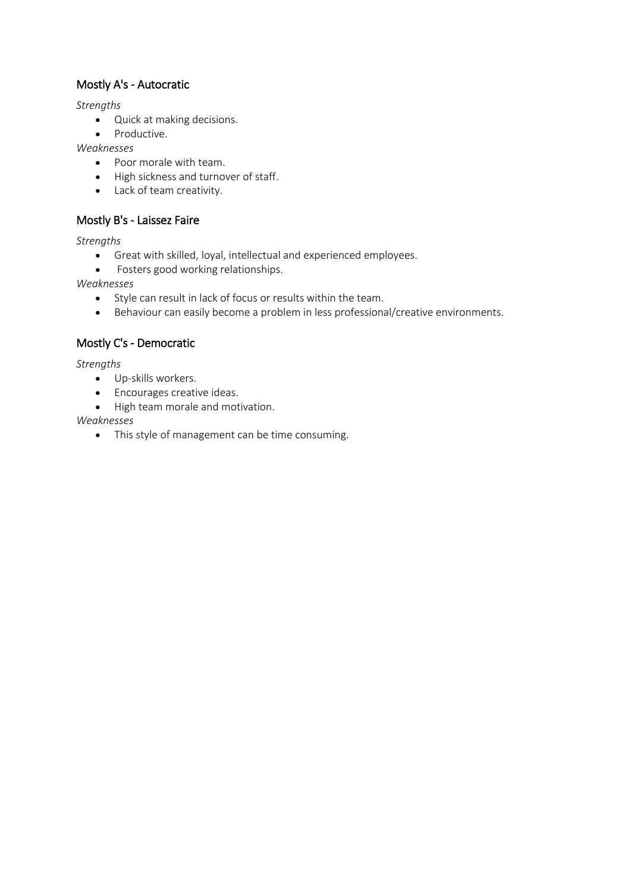## Mostly A's - Autocratic

*Strengths*

- Quick at making decisions.
- Productive.

*Weaknesses*

- Poor morale with team.
- High sickness and turnover of staff.
- Lack of team creativity.

## Mostly B's - Laissez Faire

*Strengths*

- Great with skilled, loyal, intellectual and experienced employees.
- Fosters good working relationships.

*Weaknesses*

- Style can result in lack of focus or results within the team.
- Behaviour can easily become a problem in less professional/creative environments.

## Mostly C's - Democratic

*Strengths*

- Up-skills workers.
- Encourages creative ideas.
- High team morale and motivation.

*Weaknesses*

- This style of management can be time consuming.